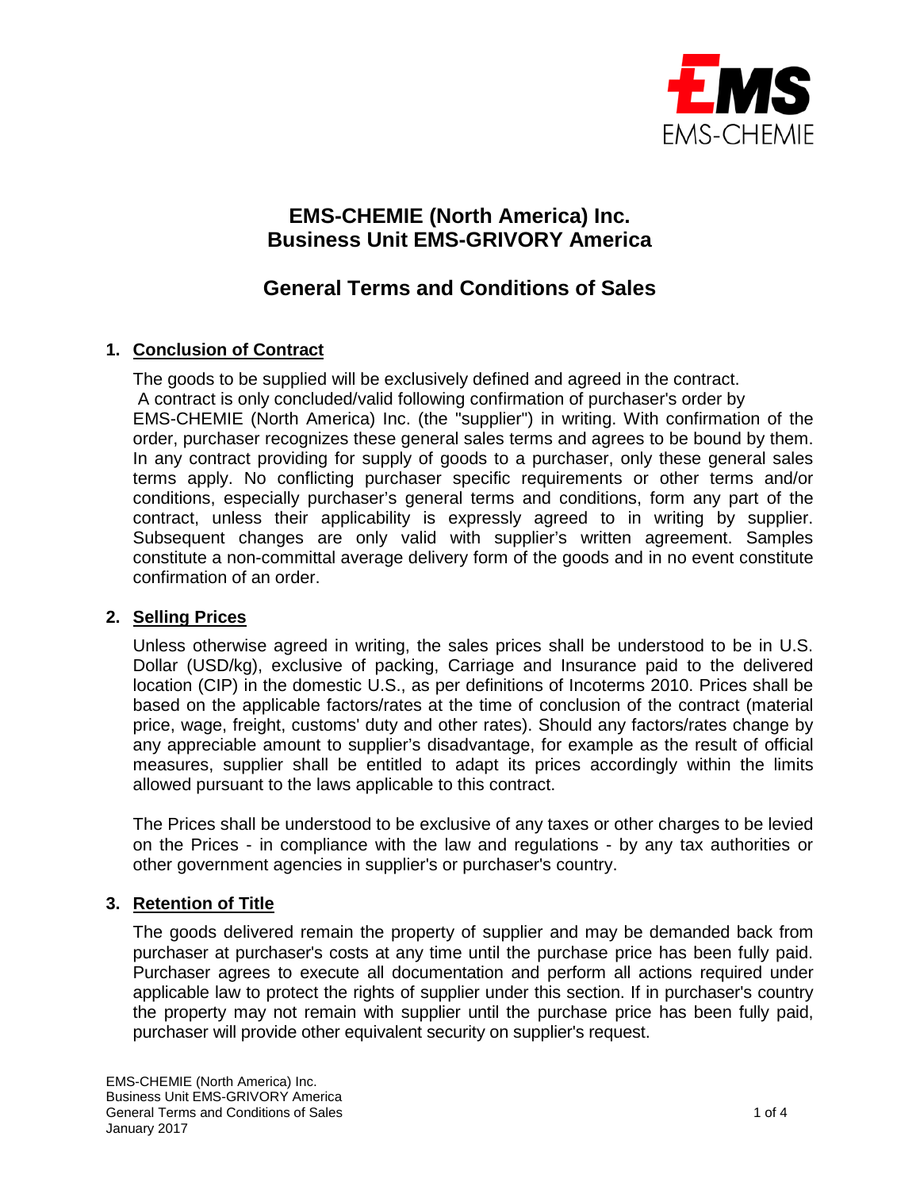# EMS-CHEMIE (North America) Inc.
# Business Unit EMS-GRIVORY America

## General Terms and Conditions of Sales

### 1. Conclusion of Contract

The goods to be supplied will be exclusively defined and agreed in the contract. A contract is only concluded/valid following confirmation of purchaser's order by EMS-CHEMIE (North America) Inc. (the "supplier") in writing. With confirmation of the order, purchaser recognizes these general sales terms and agrees to be bound by them. In any contract providing for supply of goods to a purchaser, only these general sales terms apply. No conflicting purchaser specific requirements or other terms and/or conditions, especially purchaser's general terms and conditions, form any part of the contract, unless their applicability is expressly agreed to in writing by supplier. Subsequent changes are only valid with supplier's written agreement. Samples constitute a non-committal average delivery form of the goods and in no event constitute confirmation of an order.

### 2. Selling Prices

Unless otherwise agreed in writing, the sales prices shall be understood to be in U.S. Dollar (USD/kg), exclusive of packing, Carriage and Insurance paid to the delivered location (CIP) in the domestic U.S., as per definitions of Incoterms 2010. Prices shall be based on the applicable factors/rates at the time of conclusion of the contract (material price, wage, freight, customs' duty and other rates). Should any factors/rates change by any appreciable amount to supplier's disadvantage, for example as the result of official measures, supplier shall be entitled to adapt its prices accordingly within the limits allowed pursuant to the laws applicable to this contract.

The Prices shall be understood to be exclusive of any taxes or other charges to be levied on the Prices - in compliance with the law and regulations - by any tax authorities or other government agencies in supplier's or purchaser's country.

### 3. Retention of Title

The goods delivered remain the property of supplier and may be demanded back from purchaser at purchaser's costs at any time until the purchase price has been fully paid. Purchaser agrees to execute all documentation and perform all actions required under applicable law to protect the rights of supplier under this section. If in purchaser's country the property may not remain with supplier until the purchase price has been fully paid, purchaser will provide other equivalent security on supplier's request.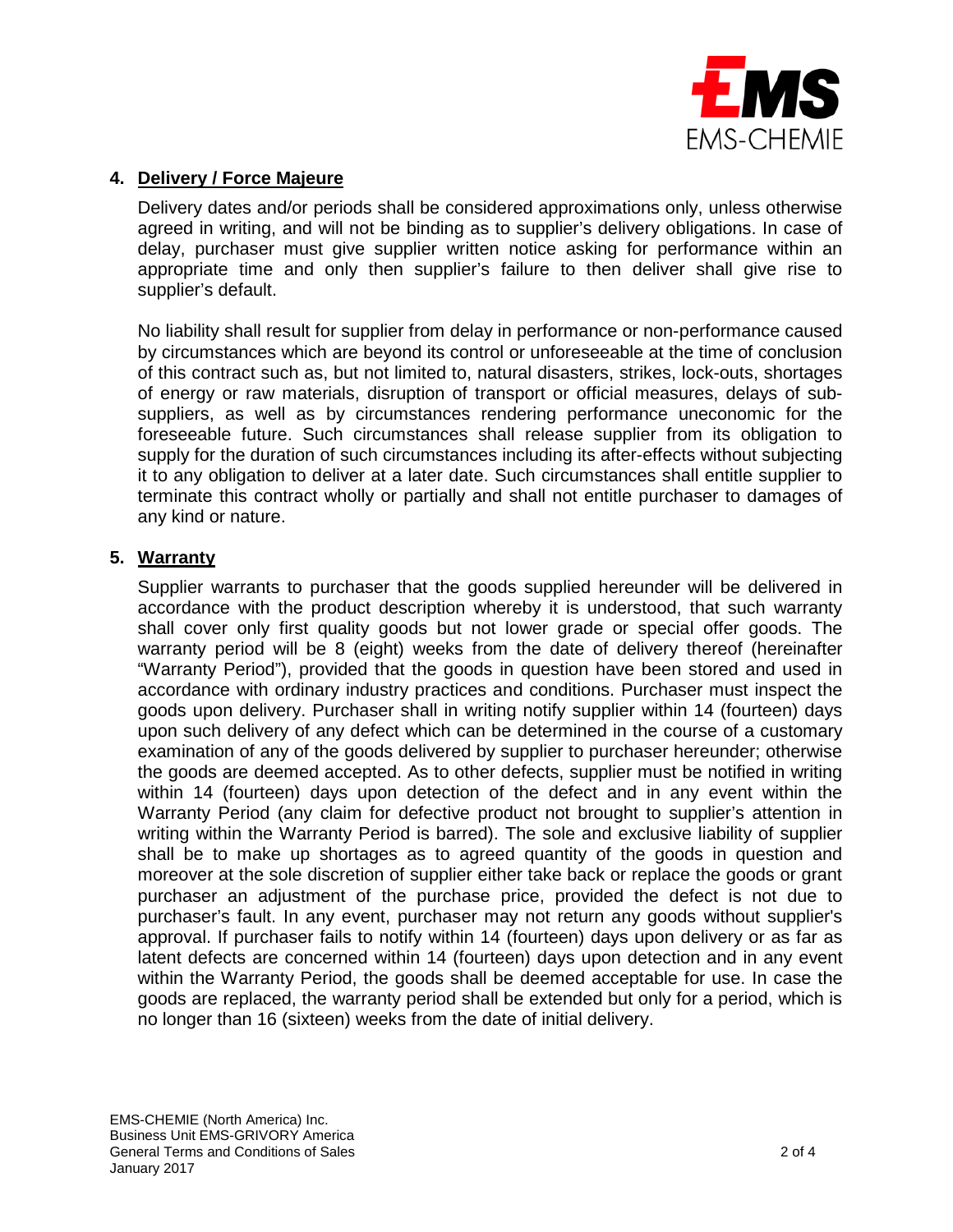## 4. Delivery / Force Majeure

Delivery dates and/or periods shall be considered approximations only, unless otherwise agreed in writing, and will not be binding as to supplier's delivery obligations. In case of delay, purchaser must give supplier written notice asking for performance within an appropriate time and only then supplier's failure to then deliver shall give rise to supplier's default.

No liability shall result for supplier from delay in performance or non-performance caused by circumstances which are beyond its control or unforeseeable at the time of conclusion of this contract such as, but not limited to, natural disasters, strikes, lock-outs, shortages of energy or raw materials, disruption of transport or official measures, delays of sub-suppliers, as well as by circumstances rendering performance uneconomic for the foreseeable future. Such circumstances shall release supplier from its obligation to supply for the duration of such circumstances including its after-effects without subjecting it to any obligation to deliver at a later date. Such circumstances shall entitle supplier to terminate this contract wholly or partially and shall not entitle purchaser to damages of any kind or nature.

## 5. Warranty

Supplier warrants to purchaser that the goods supplied hereunder will be delivered in accordance with the product description whereby it is understood, that such warranty shall cover only first quality goods but not lower grade or special offer goods. The warranty period will be 8 (eight) weeks from the date of delivery thereof (hereinafter "Warranty Period"), provided that the goods in question have been stored and used in accordance with ordinary industry practices and conditions. Purchaser must inspect the goods upon delivery. Purchaser shall in writing notify supplier within 14 (fourteen) days upon such delivery of any defect which can be determined in the course of a customary examination of any of the goods delivered by supplier to purchaser hereunder; otherwise the goods are deemed accepted. As to other defects, supplier must be notified in writing within 14 (fourteen) days upon detection of the defect and in any event within the Warranty Period (any claim for defective product not brought to supplier's attention in writing within the Warranty Period is barred). The sole and exclusive liability of supplier shall be to make up shortages as to agreed quantity of the goods in question and moreover at the sole discretion of supplier either take back or replace the goods or grant purchaser an adjustment of the purchase price, provided the defect is not due to purchaser's fault. In any event, purchaser may not return any goods without supplier's approval. If purchaser fails to notify within 14 (fourteen) days upon delivery or as far as latent defects are concerned within 14 (fourteen) days upon detection and in any event within the Warranty Period, the goods shall be deemed acceptable for use. In case the goods are replaced, the warranty period shall be extended but only for a period, which is no longer than 16 (sixteen) weeks from the date of initial delivery.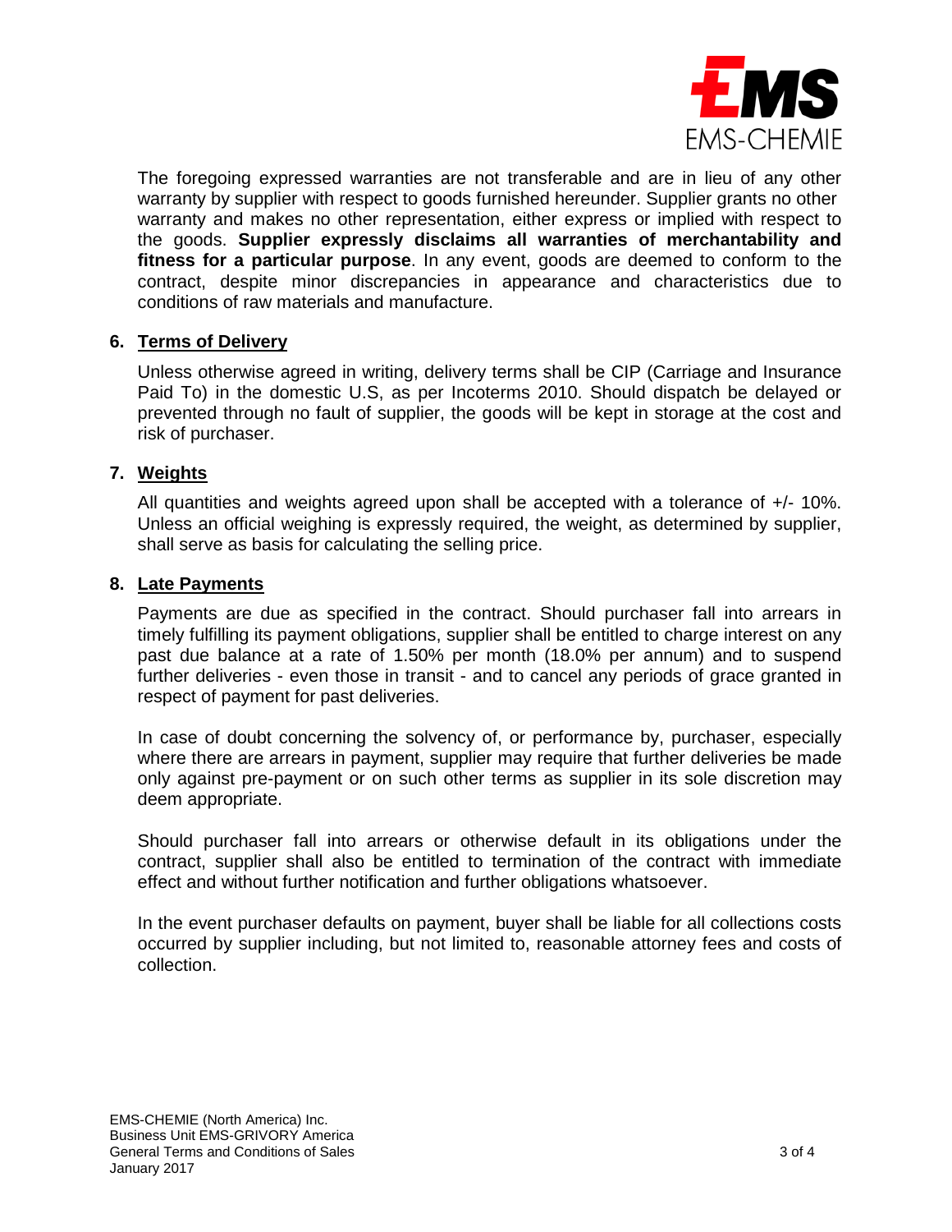The foregoing expressed warranties are not transferable and are in lieu of any other warranty by supplier with respect to goods furnished hereunder. Supplier grants no other warranty and makes no other representation, either express or implied with respect to the goods. **Supplier expressly disclaims all warranties of merchantability and fitness for a particular purpose**. In any event, goods are deemed to conform to the contract, despite minor discrepancies in appearance and characteristics due to conditions of raw materials and manufacture.

## 6. Terms of Delivery

Unless otherwise agreed in writing, delivery terms shall be CIP (Carriage and Insurance Paid To) in the domestic U.S, as per Incoterms 2010. Should dispatch be delayed or prevented through no fault of supplier, the goods will be kept in storage at the cost and risk of purchaser.

## 7. Weights

All quantities and weights agreed upon shall be accepted with a tolerance of +/- 10%. Unless an official weighing is expressly required, the weight, as determined by supplier, shall serve as basis for calculating the selling price.

## 8. Late Payments

Payments are due as specified in the contract. Should purchaser fall into arrears in timely fulfilling its payment obligations, supplier shall be entitled to charge interest on any past due balance at a rate of 1.50% per month (18.0% per annum) and to suspend further deliveries - even those in transit - and to cancel any periods of grace granted in respect of payment for past deliveries.

In case of doubt concerning the solvency of, or performance by, purchaser, especially where there are arrears in payment, supplier may require that further deliveries be made only against pre-payment or on such other terms as supplier in its sole discretion may deem appropriate.

Should purchaser fall into arrears or otherwise default in its obligations under the contract, supplier shall also be entitled to termination of the contract with immediate effect and without further notification and further obligations whatsoever.

In the event purchaser defaults on payment, buyer shall be liable for all collections costs occurred by supplier including, but not limited to, reasonable attorney fees and costs of collection.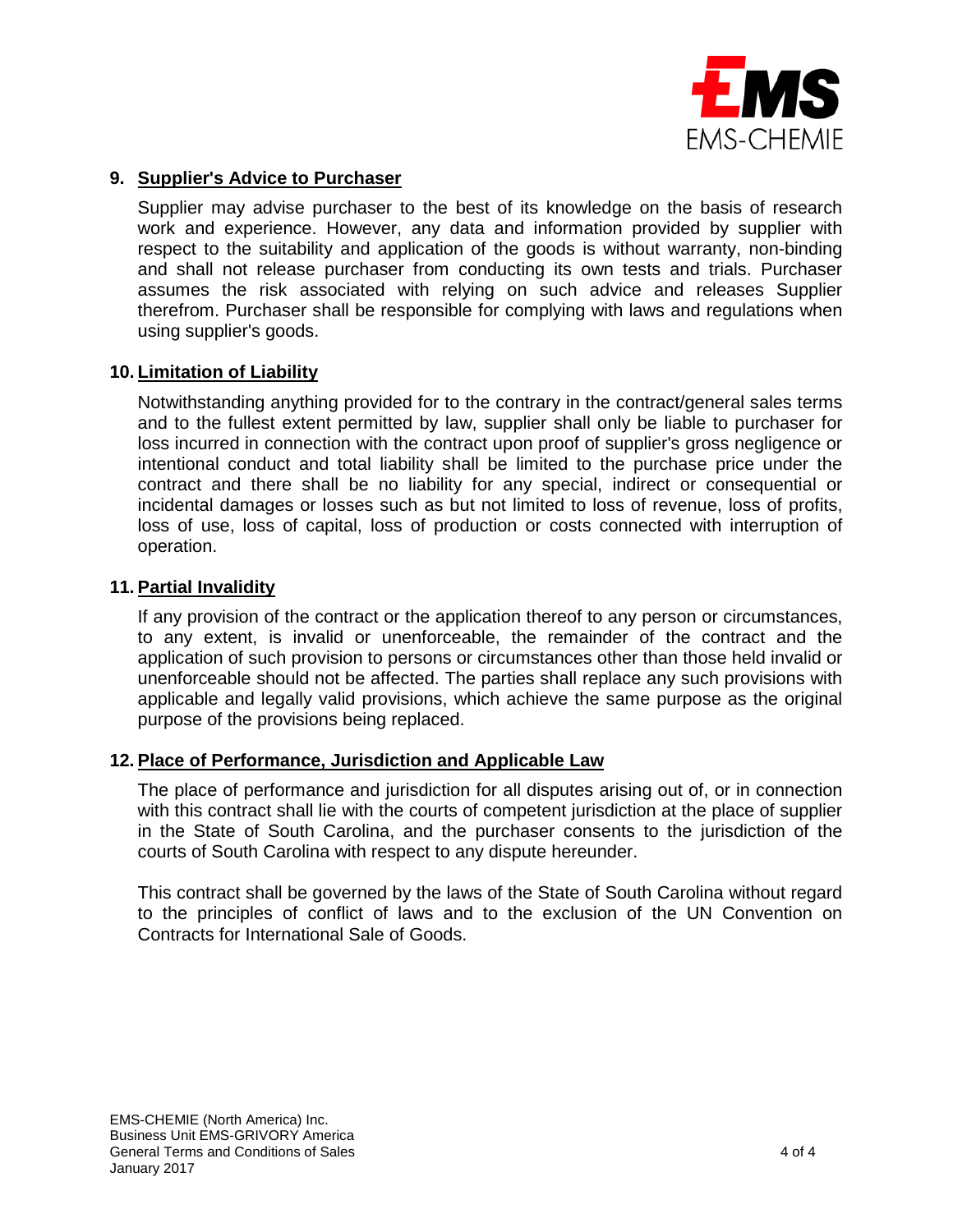## 9. Supplier's Advice to Purchaser

Supplier may advise purchaser to the best of its knowledge on the basis of research work and experience. However, any data and information provided by supplier with respect to the suitability and application of the goods is without warranty, non-binding and shall not release purchaser from conducting its own tests and trials. Purchaser assumes the risk associated with relying on such advice and releases Supplier therefrom. Purchaser shall be responsible for complying with laws and regulations when using supplier's goods.

## 10. Limitation of Liability

Notwithstanding anything provided for to the contrary in the contract/general sales terms and to the fullest extent permitted by law, supplier shall only be liable to purchaser for loss incurred in connection with the contract upon proof of supplier's gross negligence or intentional conduct and total liability shall be limited to the purchase price under the contract and there shall be no liability for any special, indirect or consequential or incidental damages or losses such as but not limited to loss of revenue, loss of profits, loss of use, loss of capital, loss of production or costs connected with interruption of operation.

## 11. Partial Invalidity

If any provision of the contract or the application thereof to any person or circumstances, to any extent, is invalid or unenforceable, the remainder of the contract and the application of such provision to persons or circumstances other than those held invalid or unenforceable should not be affected. The parties shall replace any such provisions with applicable and legally valid provisions, which achieve the same purpose as the original purpose of the provisions being replaced.

## 12. Place of Performance, Jurisdiction and Applicable Law

The place of performance and jurisdiction for all disputes arising out of, or in connection with this contract shall lie with the courts of competent jurisdiction at the place of supplier in the State of South Carolina, and the purchaser consents to the jurisdiction of the courts of South Carolina with respect to any dispute hereunder.

This contract shall be governed by the laws of the State of South Carolina without regard to the principles of conflict of laws and to the exclusion of the UN Convention on Contracts for International Sale of Goods.